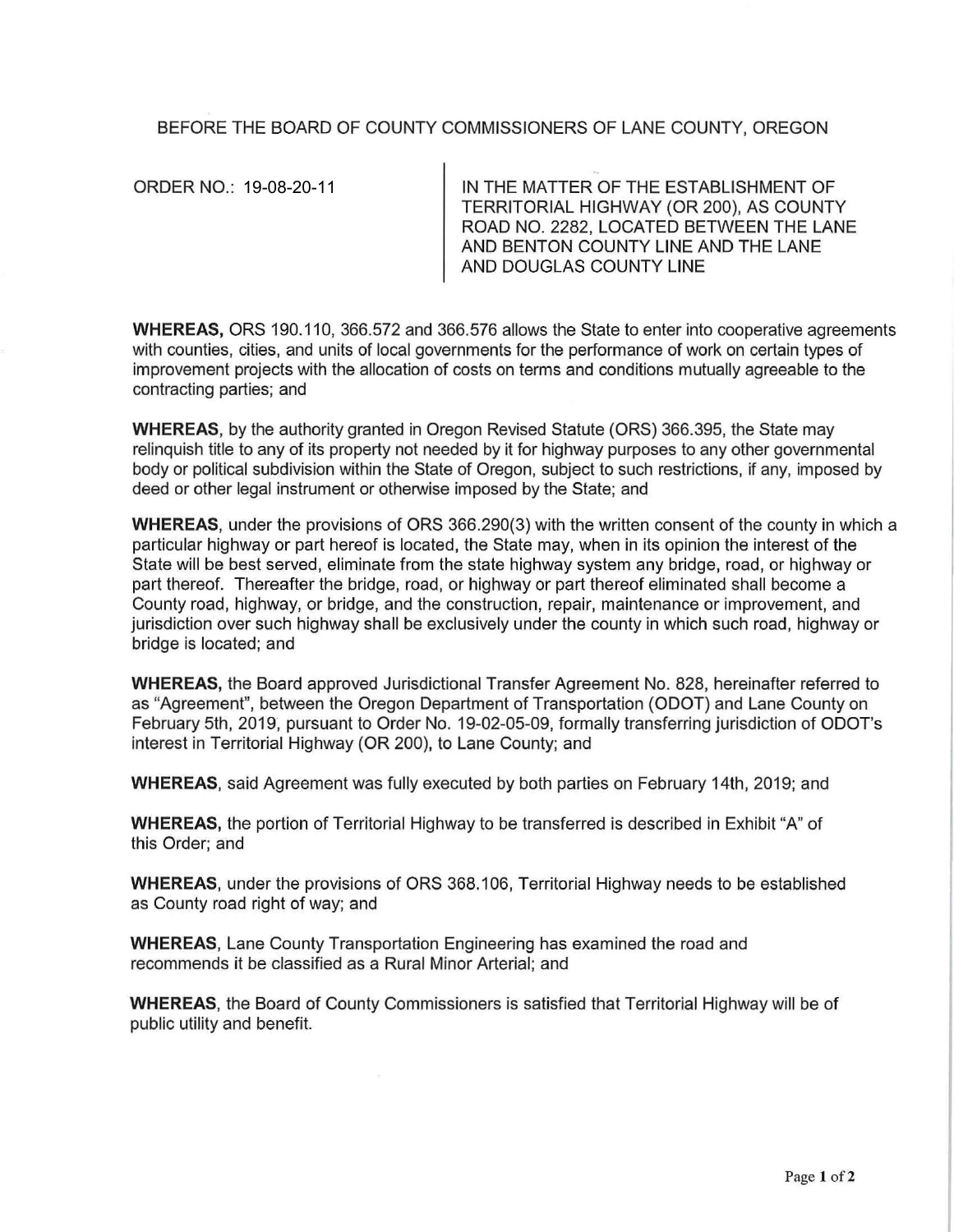BEFORE THE BOARD OF COUNTY COMMISSIONERS OF LANE COUNTY, OREGON

ORDER NO.: 19-08-20-11

IN THE MATTER OF THE ESTABLISHMENT OF TERRITORIAL HIGHWAY (OR 200), AS COUNTY ROAD NO. 2282, LOCATED BETWEEN THE LANE AND BENTON COUNTY LINE AND THE LANE AND DOUGLAS COUNTY LINE

**WHEREAS,** ORS 190.110, 366.572 and 366.576 allows the State to enter into cooperative agreements with counties, cities, and units of local governments for the performance of work on certain types of improvement projects with the allocation of costs on terms and conditions mutually agreeable to the contracting parties; and

**WHEREAS**, by the authority granted in Oregon Revised Statute (ORS) 366.395, the State may relinquish title to any of its property not needed by it for highway purposes to any other governmental body or political subdivision within the State of Oregon, subject to such restrictions, if any, imposed by deed or other legal instrument or otherwise imposed by the State; and

**WHEREAS**, under the provisions of ORS 366.290(3) with the written consent of the county in which a particular highway or part hereof is located, the State may, when in its opinion the interest of the State will be best served, eliminate from the state highway system any bridge, road, or highway or part thereof. Thereafter the bridge, road, or highway or part thereof eliminated shall become a County road, highway, or bridge, and the construction, repair, maintenance or improvement, and jurisdiction over such highway shall be exclusively under the county in which such road, highway or bridge is located; and

**WHEREAS,** the Board approved Jurisdictional Transfer Agreement No. 828, hereinafter referred to as "Agreement", between the Oregon Department of Transportation (ODOT) and Lane County on February 5th, 2019, pursuant to Order No. 19-02-05-09, formally transferring jurisdiction of ODOT's interest in Territorial Highway (OR 200), to Lane County; and

**WHEREAS**, said Agreement was fully executed by both parties on February 14th, 2019; and

**WHEREAS,** the portion of Territorial Highway to be transferred is described in Exhibit "A" of this Order; and

**WHEREAS**, under the provisions of ORS 368.106, Territorial Highway needs to be established as County road right of way; and

**WHEREAS**, Lane County Transportation Engineering has examined the road and recommends it be classified as a Rural Minor Arterial; and

**WHEREAS**, the Board of County Commissioners is satisfied that Territorial Highway will be of public utility and benefit.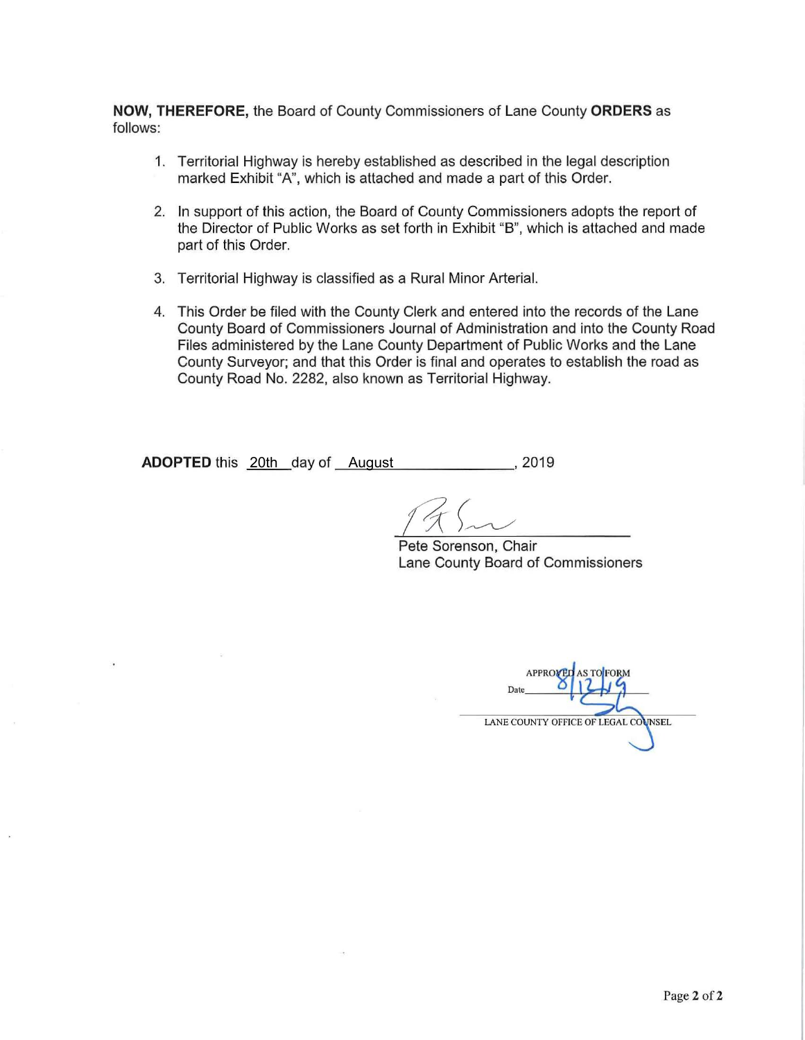**NOW, THEREFORE,** the Board of County Commissioners of Lane County **ORDERS** as follows:

1. Territorial Highway is hereby established as described in the legal description marked Exhibit "A", which is attached and made a part of this Order.

2. In support of this action, the Board of County Commissioners adopts the report of the Director of Public Works as set forth in Exhibit "B", which is attached and made part of this Order.

3. Territorial Highway is classified as a Rural Minor Arterial.

4. This Order be filed with the County Clerk and entered into the records of the Lane County Board of Commissioners Journal of Administration and into the County Road Files administered by the Lane County Department of Public Works and the Lane County Surveyor; and that this Order is final and operates to establish the road as County Road No. 2282, also known as Territorial Highway.

**ADOPTED** this 20th day of August, 2019

Pete Sorenson, Chair
Lane County Board of Commissioners

APPROVED AS TO FORM
Date 8/12/19
LANE COUNTY OFFICE OF LEGAL COUNSEL